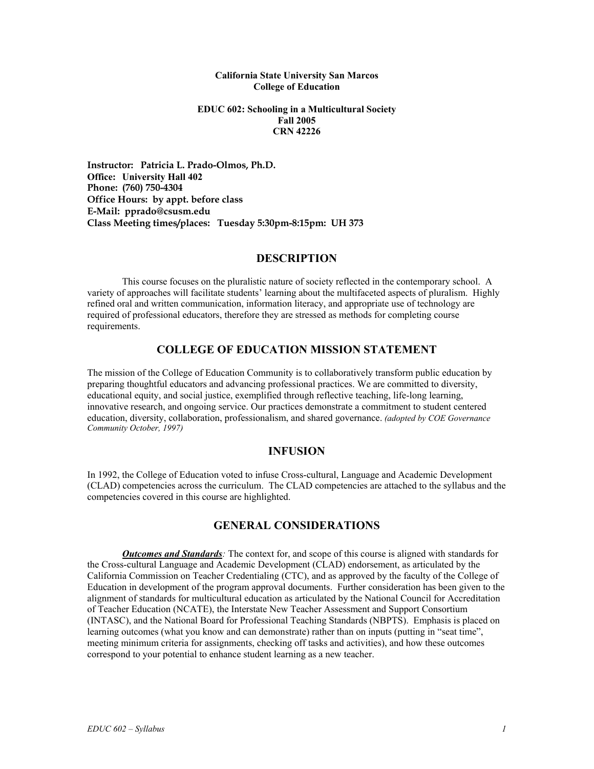**California State University San Marcos**
**College of Education**

**EDUC 602: Schooling in a Multicultural Society**
**Fall 2005**
**CRN 42226**

**Instructor: Patricia L. Prado-Olmos, Ph.D.**
**Office: University Hall 402**
**Phone: (760) 750-4304**
**Office Hours: by appt. before class**
**E-Mail: pprado@csusm.edu**
**Class Meeting times/places: Tuesday 5:30pm-8:15pm: UH 373**

## DESCRIPTION

This course focuses on the pluralistic nature of society reflected in the contemporary school. A variety of approaches will facilitate students' learning about the multifaceted aspects of pluralism. Highly refined oral and written communication, information literacy, and appropriate use of technology are required of professional educators, therefore they are stressed as methods for completing course requirements.

## COLLEGE OF EDUCATION MISSION STATEMENT

The mission of the College of Education Community is to collaboratively transform public education by preparing thoughtful educators and advancing professional practices. We are committed to diversity, educational equity, and social justice, exemplified through reflective teaching, life-long learning, innovative research, and ongoing service. Our practices demonstrate a commitment to student centered education, diversity, collaboration, professionalism, and shared governance. *(adopted by COE Governance Community October, 1997)*

## INFUSION

In 1992, the College of Education voted to infuse Cross-cultural, Language and Academic Development (CLAD) competencies across the curriculum. The CLAD competencies are attached to the syllabus and the competencies covered in this course are highlighted.

## GENERAL CONSIDERATIONS

***Outcomes and Standards****:* The context for, and scope of this course is aligned with standards for the Cross-cultural Language and Academic Development (CLAD) endorsement, as articulated by the California Commission on Teacher Credentialing (CTC), and as approved by the faculty of the College of Education in development of the program approval documents. Further consideration has been given to the alignment of standards for multicultural education as articulated by the National Council for Accreditation of Teacher Education (NCATE), the Interstate New Teacher Assessment and Support Consortium (INTASC), and the National Board for Professional Teaching Standards (NBPTS). Emphasis is placed on learning outcomes (what you know and can demonstrate) rather than on inputs (putting in "seat time", meeting minimum criteria for assignments, checking off tasks and activities), and how these outcomes correspond to your potential to enhance student learning as a new teacher.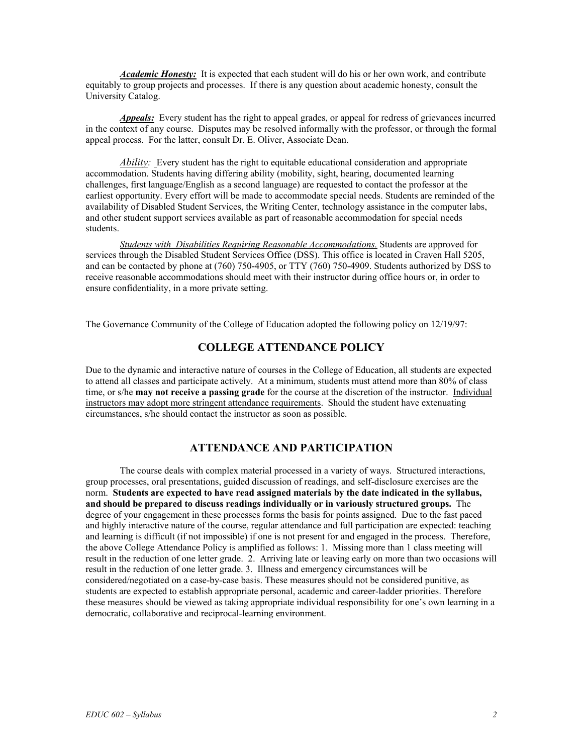***Academic Honesty:*** It is expected that each student will do his or her own work, and contribute equitably to group projects and processes. If there is any question about academic honesty, consult the University Catalog.

***Appeals:*** Every student has the right to appeal grades, or appeal for redress of grievances incurred in the context of any course. Disputes may be resolved informally with the professor, or through the formal appeal process. For the latter, consult Dr. E. Oliver, Associate Dean.

*Ability:* Every student has the right to equitable educational consideration and appropriate accommodation. Students having differing ability (mobility, sight, hearing, documented learning challenges, first language/English as a second language) are requested to contact the professor at the earliest opportunity. Every effort will be made to accommodate special needs. Students are reminded of the availability of Disabled Student Services, the Writing Center, technology assistance in the computer labs, and other student support services available as part of reasonable accommodation for special needs students.

*Students with Disabilities Requiring Reasonable Accommodations.* Students are approved for services through the Disabled Student Services Office (DSS). This office is located in Craven Hall 5205, and can be contacted by phone at (760) 750-4905, or TTY (760) 750-4909. Students authorized by DSS to receive reasonable accommodations should meet with their instructor during office hours or, in order to ensure confidentiality, in a more private setting.

The Governance Community of the College of Education adopted the following policy on 12/19/97:

## COLLEGE ATTENDANCE POLICY

Due to the dynamic and interactive nature of courses in the College of Education, all students are expected to attend all classes and participate actively. At a minimum, students must attend more than 80% of class time, or s/he **may not receive a passing grade** for the course at the discretion of the instructor. Individual instructors may adopt more stringent attendance requirements. Should the student have extenuating circumstances, s/he should contact the instructor as soon as possible.

## ATTENDANCE AND PARTICIPATION

The course deals with complex material processed in a variety of ways. Structured interactions, group processes, oral presentations, guided discussion of readings, and self-disclosure exercises are the norm. **Students are expected to have read assigned materials by the date indicated in the syllabus, and should be prepared to discuss readings individually or in variously structured groups.** The degree of your engagement in these processes forms the basis for points assigned. Due to the fast paced and highly interactive nature of the course, regular attendance and full participation are expected: teaching and learning is difficult (if not impossible) if one is not present for and engaged in the process. Therefore, the above College Attendance Policy is amplified as follows: 1. Missing more than 1 class meeting will result in the reduction of one letter grade. 2. Arriving late or leaving early on more than two occasions will result in the reduction of one letter grade. 3. Illness and emergency circumstances will be considered/negotiated on a case-by-case basis. These measures should not be considered punitive, as students are expected to establish appropriate personal, academic and career-ladder priorities. Therefore these measures should be viewed as taking appropriate individual responsibility for one's own learning in a democratic, collaborative and reciprocal-learning environment.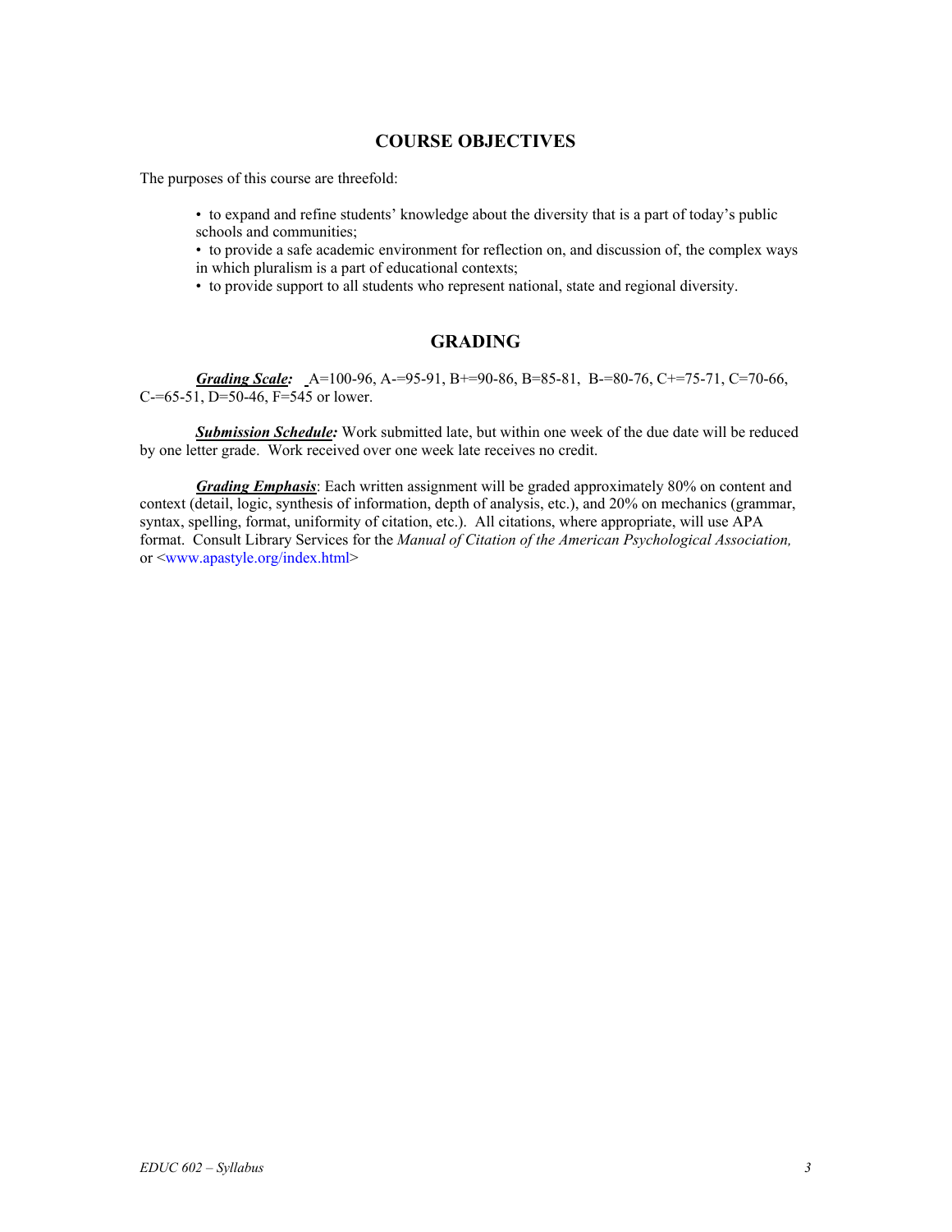## COURSE OBJECTIVES

The purposes of this course are threefold:

- to expand and refine students' knowledge about the diversity that is a part of today's public schools and communities;
- to provide a safe academic environment for reflection on, and discussion of, the complex ways in which pluralism is a part of educational contexts;
- to provide support to all students who represent national, state and regional diversity.

## GRADING

***Grading Scale:*** A=100-96, A-=95-91, B+=90-86, B=85-81, B-=80-76, C+=75-71, C=70-66, C-=65-51, D=50-46, F=545 or lower.

***Submission Schedule:*** Work submitted late, but within one week of the due date will be reduced by one letter grade. Work received over one week late receives no credit.

***Grading Emphasis***: Each written assignment will be graded approximately 80% on content and context (detail, logic, synthesis of information, depth of analysis, etc.), and 20% on mechanics (grammar, syntax, spelling, format, uniformity of citation, etc.). All citations, where appropriate, will use APA format. Consult Library Services for the *Manual of Citation of the American Psychological Association,* or <www.apastyle.org/index.html>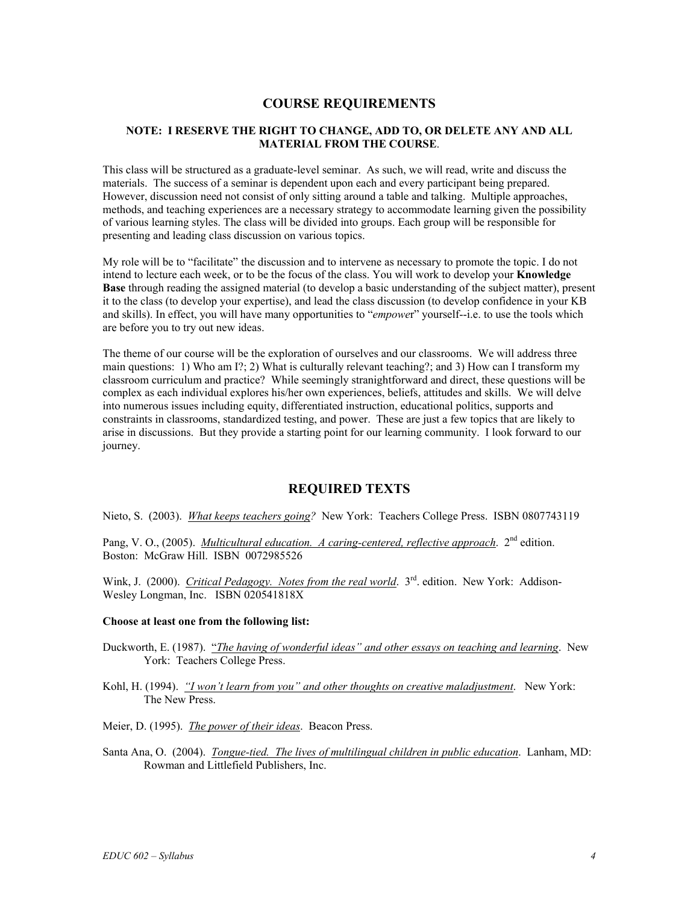## COURSE REQUIREMENTS

**NOTE: I RESERVE THE RIGHT TO CHANGE, ADD TO, OR DELETE ANY AND ALL MATERIAL FROM THE COURSE**.

This class will be structured as a graduate-level seminar. As such, we will read, write and discuss the materials. The success of a seminar is dependent upon each and every participant being prepared. However, discussion need not consist of only sitting around a table and talking. Multiple approaches, methods, and teaching experiences are a necessary strategy to accommodate learning given the possibility of various learning styles. The class will be divided into groups. Each group will be responsible for presenting and leading class discussion on various topics.

My role will be to "facilitate" the discussion and to intervene as necessary to promote the topic. I do not intend to lecture each week, or to be the focus of the class. You will work to develop your **Knowledge Base** through reading the assigned material (to develop a basic understanding of the subject matter), present it to the class (to develop your expertise), and lead the class discussion (to develop confidence in your KB and skills). In effect, you will have many opportunities to "*empowe*r" yourself--i.e. to use the tools which are before you to try out new ideas.

The theme of our course will be the exploration of ourselves and our classrooms. We will address three main questions: 1) Who am I?; 2) What is culturally relevant teaching?; and 3) How can I transform my classroom curriculum and practice? While seemingly stranightforward and direct, these questions will be complex as each individual explores his/her own experiences, beliefs, attitudes and skills. We will delve into numerous issues including equity, differentiated instruction, educational politics, supports and constraints in classrooms, standardized testing, and power. These are just a few topics that are likely to arise in discussions. But they provide a starting point for our learning community. I look forward to our journey.

## REQUIRED TEXTS

Nieto, S. (2003). *What keeps teachers going?* New York: Teachers College Press. ISBN 0807743119

Pang, V. O., (2005). *Multicultural education. A caring-centered, reflective approach*. 2nd edition. Boston: McGraw Hill. ISBN 0072985526

Wink, J. (2000). *Critical Pedagogy. Notes from the real world*. 3rd. edition. New York: Addison-Wesley Longman, Inc. ISBN 020541818X

**Choose at least one from the following list:**

Duckworth, E. (1987). "*The having of wonderful ideas" and other essays on teaching and learning*. New York: Teachers College Press.

Kohl, H. (1994). *"I won't learn from you" and other thoughts on creative maladjustment*. New York: The New Press.

Meier, D. (1995). *The power of their ideas*. Beacon Press.

Santa Ana, O. (2004). *Tongue-tied. The lives of multilingual children in public education*. Lanham, MD: Rowman and Littlefield Publishers, Inc.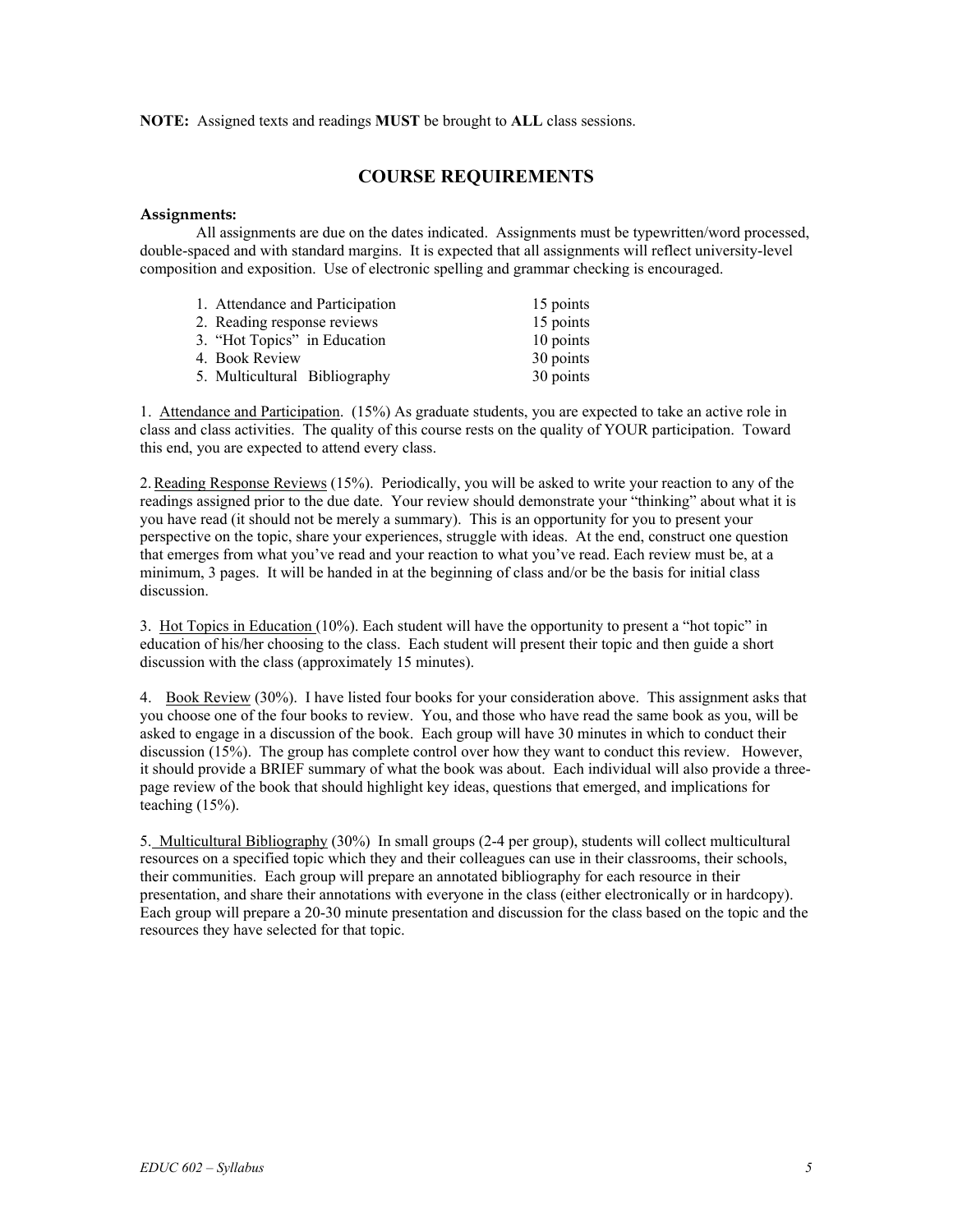**NOTE:** Assigned texts and readings **MUST** be brought to **ALL** class sessions.

## COURSE REQUIREMENTS

**Assignments:**

All assignments are due on the dates indicated. Assignments must be typewritten/word processed, double-spaced and with standard margins. It is expected that all assignments will reflect university-level composition and exposition. Use of electronic spelling and grammar checking is encouraged.

| | |
|---|---|
| 1. Attendance and Participation | 15 points |
| 2. Reading response reviews | 15 points |
| 3. "Hot Topics" in Education | 10 points |
| 4. Book Review | 30 points |
| 5. Multicultural Bibliography | 30 points |

1. Attendance and Participation. (15%) As graduate students, you are expected to take an active role in class and class activities. The quality of this course rests on the quality of YOUR participation. Toward this end, you are expected to attend every class.

2. Reading Response Reviews (15%). Periodically, you will be asked to write your reaction to any of the readings assigned prior to the due date. Your review should demonstrate your "thinking" about what it is you have read (it should not be merely a summary). This is an opportunity for you to present your perspective on the topic, share your experiences, struggle with ideas. At the end, construct one question that emerges from what you've read and your reaction to what you've read. Each review must be, at a minimum, 3 pages. It will be handed in at the beginning of class and/or be the basis for initial class discussion.

3. Hot Topics in Education (10%). Each student will have the opportunity to present a "hot topic" in education of his/her choosing to the class. Each student will present their topic and then guide a short discussion with the class (approximately 15 minutes).

4. Book Review (30%). I have listed four books for your consideration above. This assignment asks that you choose one of the four books to review. You, and those who have read the same book as you, will be asked to engage in a discussion of the book. Each group will have 30 minutes in which to conduct their discussion (15%). The group has complete control over how they want to conduct this review. However, it should provide a BRIEF summary of what the book was about. Each individual will also provide a three-page review of the book that should highlight key ideas, questions that emerged, and implications for teaching (15%).

5. Multicultural Bibliography (30%) In small groups (2-4 per group), students will collect multicultural resources on a specified topic which they and their colleagues can use in their classrooms, their schools, their communities. Each group will prepare an annotated bibliography for each resource in their presentation, and share their annotations with everyone in the class (either electronically or in hardcopy). Each group will prepare a 20-30 minute presentation and discussion for the class based on the topic and the resources they have selected for that topic.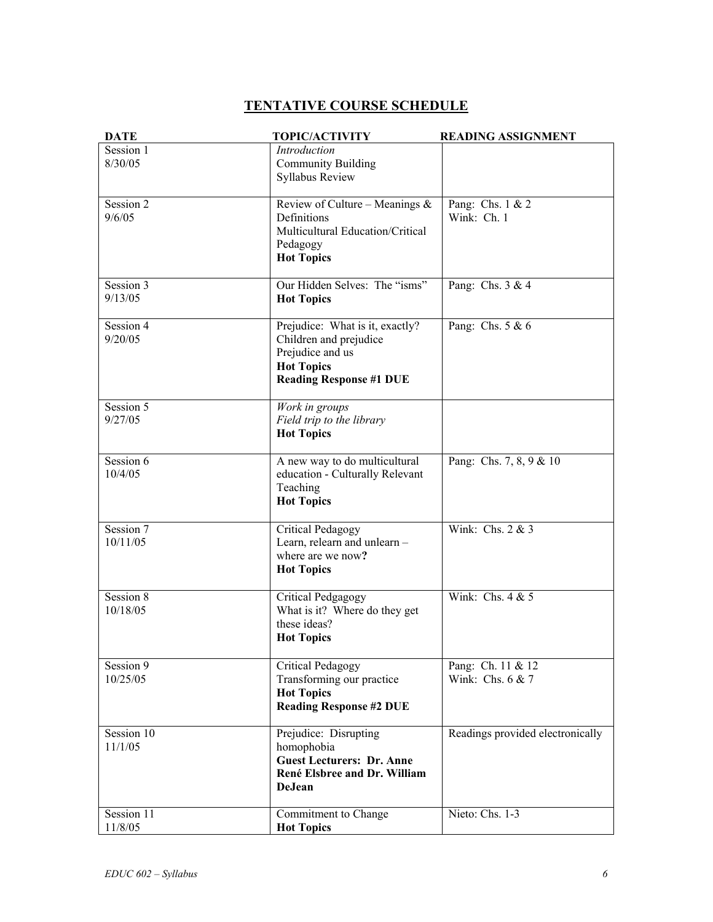# TENTATIVE COURSE SCHEDULE

| DATE | TOPIC/ACTIVITY | READING ASSIGNMENT |
|---|---|---|
| Session 1<br>8/30/05 | *Introduction*<br>Community Building<br>Syllabus Review | |
| Session 2<br>9/6/05 | Review of Culture – Meanings & Definitions<br>Multicultural Education/Critical Pedagogy<br>**Hot Topics** | Pang: Chs. 1 & 2<br>Wink: Ch. 1 |
| Session 3<br>9/13/05 | Our Hidden Selves: The "isms"<br>**Hot Topics** | Pang: Chs. 3 & 4 |
| Session 4<br>9/20/05 | Prejudice: What is it, exactly?<br>Children and prejudice<br>Prejudice and us<br>**Hot Topics**<br>**Reading Response #1 DUE** | Pang: Chs. 5 & 6 |
| Session 5<br>9/27/05 | *Work in groups*<br>*Field trip to the library*<br>**Hot Topics** | |
| Session 6<br>10/4/05 | A new way to do multicultural education - Culturally Relevant Teaching<br>**Hot Topics** | Pang: Chs. 7, 8, 9 & 10 |
| Session 7<br>10/11/05 | Critical Pedagogy<br>Learn, relearn and unlearn – where are we now?<br>**Hot Topics** | Wink: Chs. 2 & 3 |
| Session 8<br>10/18/05 | Critical Pedgagogy<br>What is it? Where do they get these ideas?<br>**Hot Topics** | Wink: Chs. 4 & 5 |
| Session 9<br>10/25/05 | Critical Pedagogy<br>Transforming our practice<br>**Hot Topics**<br>**Reading Response #2 DUE** | Pang: Ch. 11 & 12<br>Wink: Chs. 6 & 7 |
| Session 10<br>11/1/05 | Prejudice: Disrupting homophobia<br>**Guest Lecturers: Dr. Anne René Elsbree and Dr. William DeJean** | Readings provided electronically |
| Session 11<br>11/8/05 | Commitment to Change<br>**Hot Topics** | Nieto: Chs. 1-3 |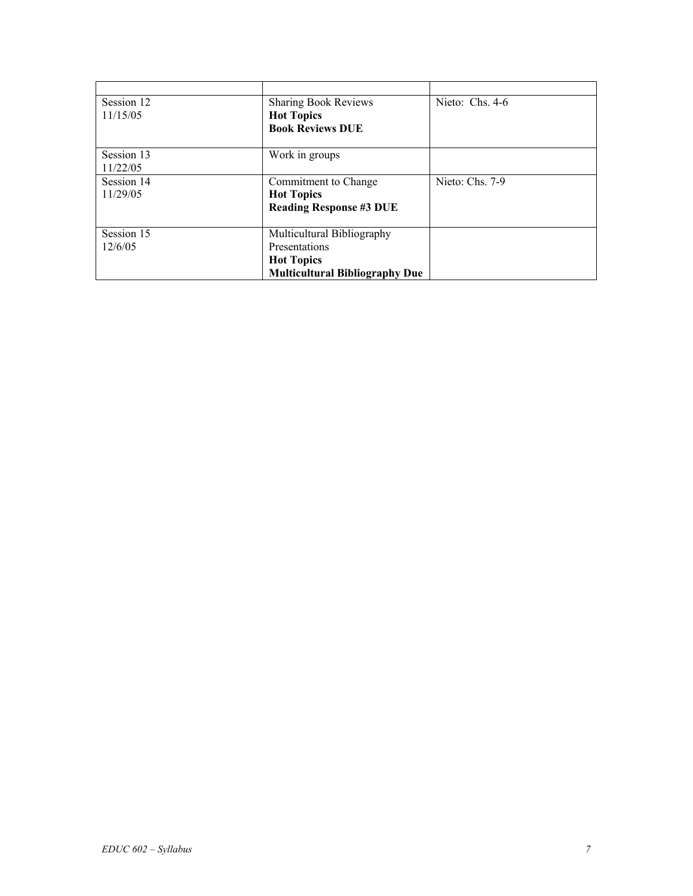| | | |
|---|---|---|
| Session 12<br>11/15/05 | Sharing Book Reviews<br>**Hot Topics**<br>**Book Reviews DUE** | Nieto: Chs. 4-6 |
| Session 13<br>11/22/05 | Work in groups | |
| Session 14<br>11/29/05 | Commitment to Change<br>**Hot Topics**<br>**Reading Response #3 DUE** | Nieto: Chs. 7-9 |
| Session 15<br>12/6/05 | Multicultural Bibliography Presentations<br>**Hot Topics**<br>**Multicultural Bibliography Due** | |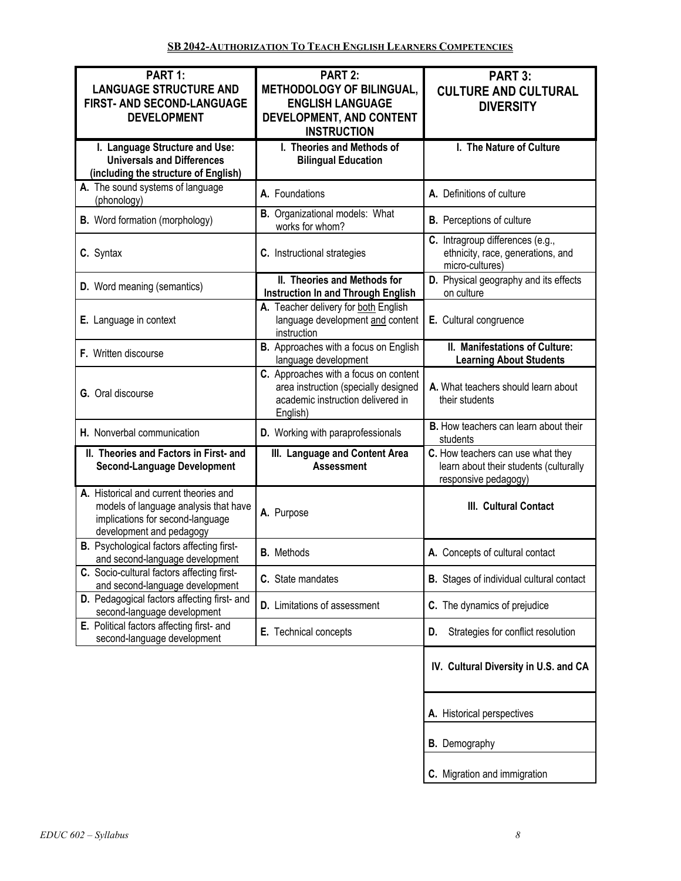## SB 2042-AUTHORIZATION TO TEACH ENGLISH LEARNERS COMPETENCIES

| PART 1: LANGUAGE STRUCTURE AND FIRST- AND SECOND-LANGUAGE DEVELOPMENT | PART 2: METHODOLOGY OF BILINGUAL, ENGLISH LANGUAGE DEVELOPMENT, AND CONTENT INSTRUCTION | PART 3: CULTURE AND CULTURAL DIVERSITY |
|---|---|---|
| **I. Language Structure and Use: Universals and Differences (including the structure of English)** | **I. Theories and Methods of Bilingual Education** | **I. The Nature of Culture** |
| **A.** The sound systems of language (phonology) | **A.** Foundations | **A.** Definitions of culture |
| **B.** Word formation (morphology) | **B.** Organizational models: What works for whom? | **B.** Perceptions of culture |
| **C.** Syntax | **C.** Instructional strategies | **C.** Intragroup differences (e.g., ethnicity, race, generations, and micro-cultures) |
| **D.** Word meaning (semantics) | **II. Theories and Methods for Instruction In and Through English** | **D.** Physical geography and its effects on culture |
| **E.** Language in context | **A.** Teacher delivery for both English language development and content instruction | **E.** Cultural congruence |
| **F.** Written discourse | **B.** Approaches with a focus on English language development | **II. Manifestations of Culture: Learning About Students** |
| **G.** Oral discourse | **C.** Approaches with a focus on content area instruction (specially designed academic instruction delivered in English) | **A.** What teachers should learn about their students |
| **H.** Nonverbal communication | **D.** Working with paraprofessionals | **B.** How teachers can learn about their students |
| **II. Theories and Factors in First- and Second-Language Development** | **III. Language and Content Area Assessment** | **C.** How teachers can use what they learn about their students (culturally responsive pedagogy) |
| **A.** Historical and current theories and models of language analysis that have implications for second-language development and pedagogy | **A.** Purpose | **III. Cultural Contact** |
| **B.** Psychological factors affecting first- and second-language development | **B.** Methods | **A.** Concepts of cultural contact |
| **C.** Socio-cultural factors affecting first- and second-language development | **C.** State mandates | **B.** Stages of individual cultural contact |
| **D.** Pedagogical factors affecting first- and second-language development | **D.** Limitations of assessment | **C.** The dynamics of prejudice |
| **E.** Political factors affecting first- and second-language development | **E.** Technical concepts | **D.** Strategies for conflict resolution |
| | | **IV. Cultural Diversity in U.S. and CA** |
| | | **A.** Historical perspectives |
| | | **B.** Demography |
| | | **C.** Migration and immigration |